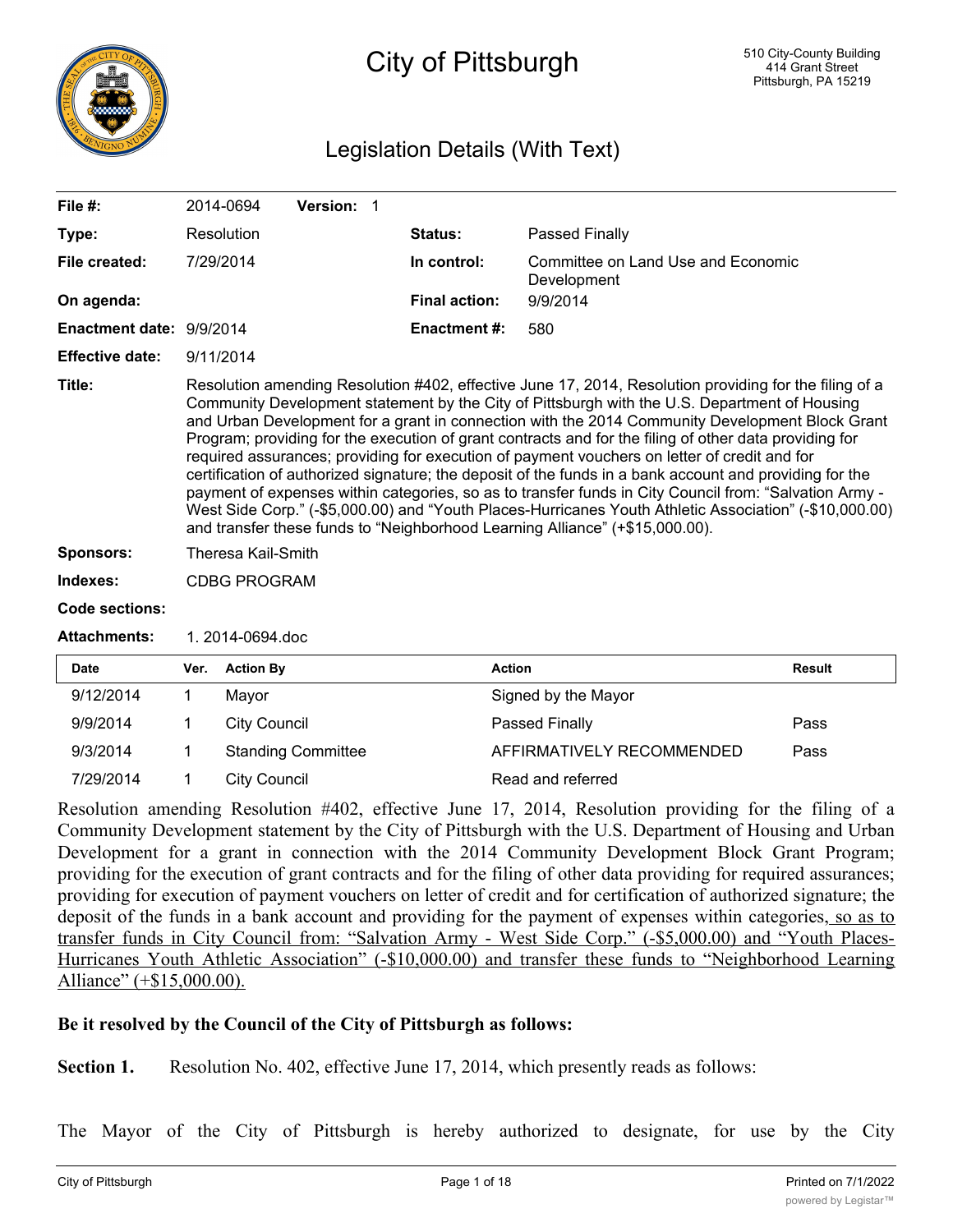# City of Pittsburgh

510 City-County Building
414 Grant Street
Pittsburgh, PA 15219

## Legislation Details (With Text)

| | | | |
|---|---|---|---|
| **File #:** | 2014-0694 **Version:** 1 | | |
| **Type:** | Resolution | **Status:** | Passed Finally |
| **File created:** | 7/29/2014 | **In control:** | Committee on Land Use and Economic Development |
| **On agenda:** | | **Final action:** | 9/9/2014 |
| **Enactment date:** | 9/9/2014 | **Enactment #:** | 580 |
| **Effective date:** | 9/11/2014 | | |

**Title:** Resolution amending Resolution #402, effective June 17, 2014, Resolution providing for the filing of a Community Development statement by the City of Pittsburgh with the U.S. Department of Housing and Urban Development for a grant in connection with the 2014 Community Development Block Grant Program; providing for the execution of grant contracts and for the filing of other data providing for required assurances; providing for execution of payment vouchers on letter of credit and for certification of authorized signature; the deposit of the funds in a bank account and providing for the payment of expenses within categories, so as to transfer funds in City Council from: "Salvation Army - West Side Corp." (-$5,000.00) and "Youth Places-Hurricanes Youth Athletic Association" (-$10,000.00) and transfer these funds to "Neighborhood Learning Alliance" (+$15,000.00).

**Sponsors:** Theresa Kail-Smith

**Indexes:** CDBG PROGRAM

**Code sections:**

**Attachments:** 1. 2014-0694.doc

| Date | Ver. | Action By | Action | Result |
|---|---|---|---|---|
| 9/12/2014 | 1 | Mayor | Signed by the Mayor | |
| 9/9/2014 | 1 | City Council | Passed Finally | Pass |
| 9/3/2014 | 1 | Standing Committee | AFFIRMATIVELY RECOMMENDED | Pass |
| 7/29/2014 | 1 | City Council | Read and referred | |

Resolution amending Resolution #402, effective June 17, 2014, Resolution providing for the filing of a Community Development statement by the City of Pittsburgh with the U.S. Department of Housing and Urban Development for a grant in connection with the 2014 Community Development Block Grant Program; providing for the execution of grant contracts and for the filing of other data providing for required assurances; providing for execution of payment vouchers on letter of credit and for certification of authorized signature; the deposit of the funds in a bank account and providing for the payment of expenses within categories, so as to transfer funds in City Council from: "Salvation Army - West Side Corp." (-$5,000.00) and "Youth Places-Hurricanes Youth Athletic Association" (-$10,000.00) and transfer these funds to "Neighborhood Learning Alliance" (+$15,000.00).

**Be it resolved by the Council of the City of Pittsburgh as follows:**

**Section 1.** Resolution No. 402, effective June 17, 2014, which presently reads as follows:

The Mayor of the City of Pittsburgh is hereby authorized to designate, for use by the City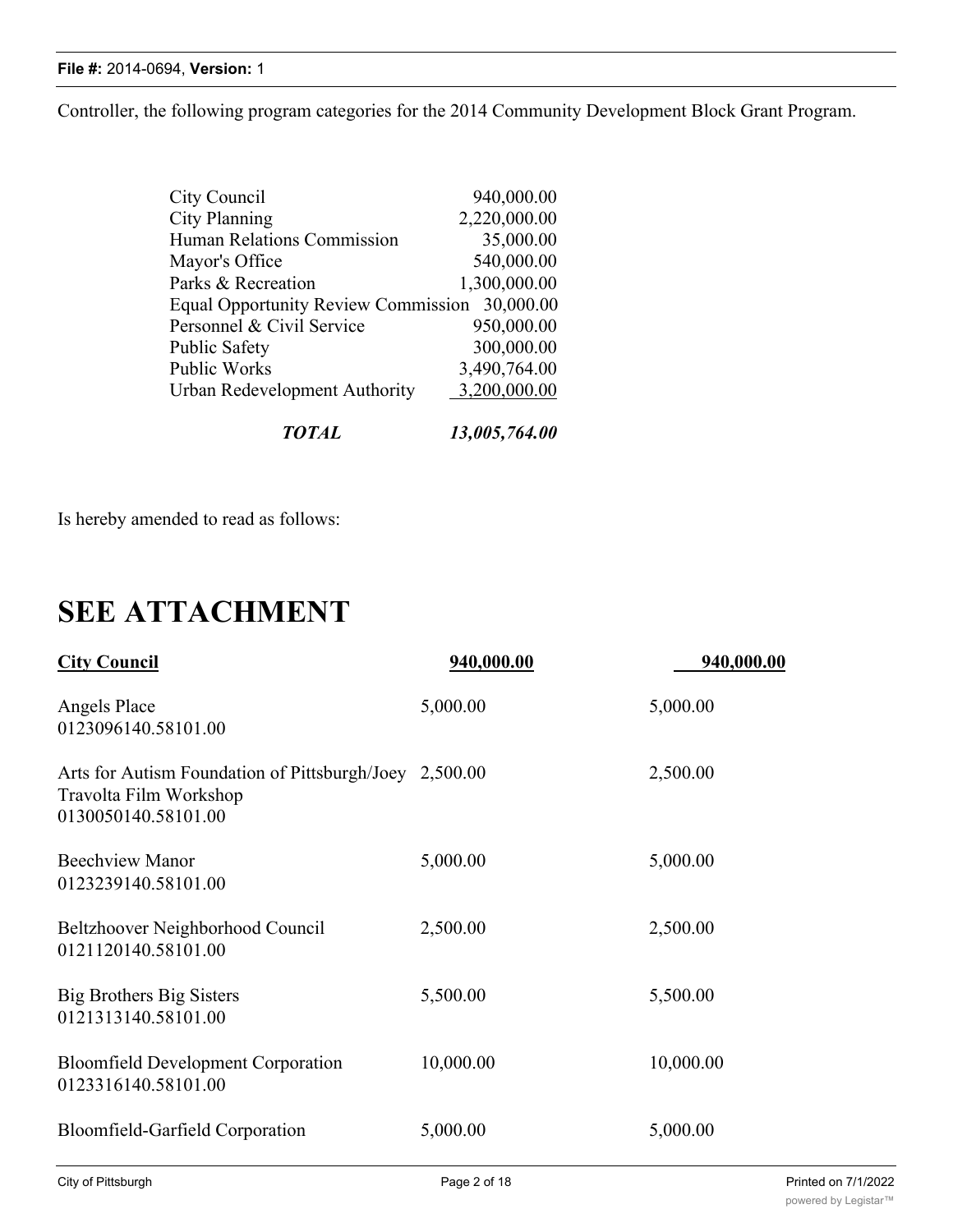Controller, the following program categories for the 2014 Community Development Block Grant Program.

| | |
|---|---:|
| City Council | 940,000.00 |
| City Planning | 2,220,000.00 |
| Human Relations Commission | 35,000.00 |
| Mayor's Office | 540,000.00 |
| Parks & Recreation | 1,300,000.00 |
| Equal Opportunity Review Commission | 30,000.00 |
| Personnel & Civil Service | 950,000.00 |
| Public Safety | 300,000.00 |
| Public Works | 3,490,764.00 |
| Urban Redevelopment Authority | 3,200,000.00 |
| ***TOTAL*** | ***13,005,764.00*** |

Is hereby amended to read as follows:

# SEE ATTACHMENT

| **City Council** | **940,000.00** | **940,000.00** |
|---|---|---|
| Angels Place<br>0123096140.58101.00 | 5,000.00 | 5,000.00 |
| Arts for Autism Foundation of Pittsburgh/Joey Travolta Film Workshop<br>0130050140.58101.00 | 2,500.00 | 2,500.00 |
| Beechview Manor<br>0123239140.58101.00 | 5,000.00 | 5,000.00 |
| Beltzhoover Neighborhood Council<br>0121120140.58101.00 | 2,500.00 | 2,500.00 |
| Big Brothers Big Sisters<br>0121313140.58101.00 | 5,500.00 | 5,500.00 |
| Bloomfield Development Corporation<br>0123316140.58101.00 | 10,000.00 | 10,000.00 |
| Bloomfield-Garfield Corporation | 5,000.00 | 5,000.00 |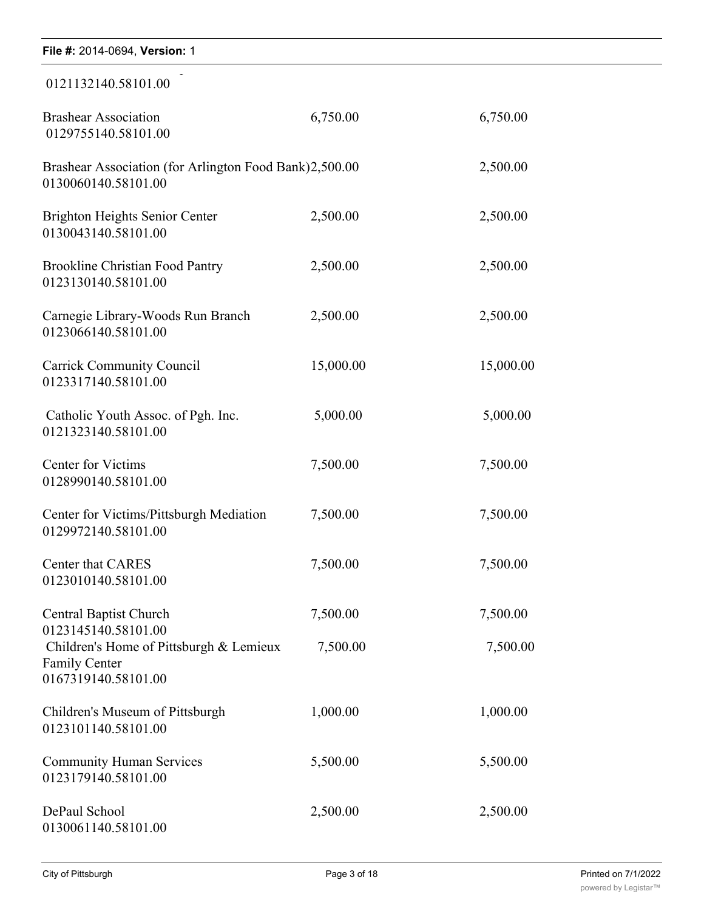0121132140.58101.00

| | | |
|---|---|---|
| Brashear Association<br>0129755140.58101.00 | 6,750.00 | 6,750.00 |
| Brashear Association (for Arlington Food Bank)<br>0130060140.58101.00 | 2,500.00 | 2,500.00 |
| Brighton Heights Senior Center<br>0130043140.58101.00 | 2,500.00 | 2,500.00 |
| Brookline Christian Food Pantry<br>0123130140.58101.00 | 2,500.00 | 2,500.00 |
| Carnegie Library-Woods Run Branch<br>0123066140.58101.00 | 2,500.00 | 2,500.00 |
| Carrick Community Council<br>0123317140.58101.00 | 15,000.00 | 15,000.00 |
| Catholic Youth Assoc. of Pgh. Inc.<br>0121323140.58101.00 | 5,000.00 | 5,000.00 |
| Center for Victims<br>0128990140.58101.00 | 7,500.00 | 7,500.00 |
| Center for Victims/Pittsburgh Mediation<br>0129972140.58101.00 | 7,500.00 | 7,500.00 |
| Center that CARES<br>0123010140.58101.00 | 7,500.00 | 7,500.00 |
| Central Baptist Church<br>0123145140.58101.00 | 7,500.00 | 7,500.00 |
| Children's Home of Pittsburgh & Lemieux Family Center<br>0167319140.58101.00 | 7,500.00 | 7,500.00 |
| Children's Museum of Pittsburgh<br>0123101140.58101.00 | 1,000.00 | 1,000.00 |
| Community Human Services<br>0123179140.58101.00 | 5,500.00 | 5,500.00 |
| DePaul School<br>0130061140.58101.00 | 2,500.00 | 2,500.00 |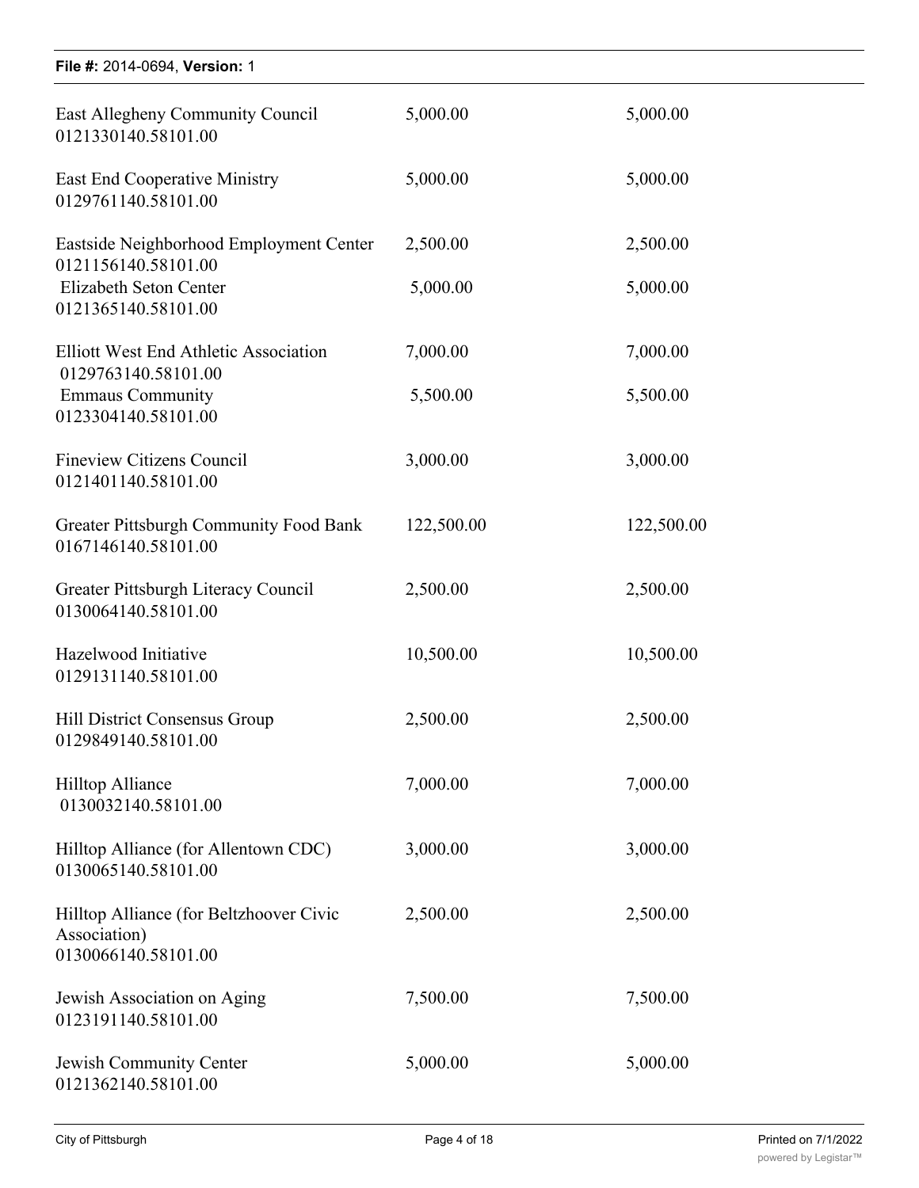| | | |
|---|---|---|
| East Allegheny Community Council 0121330140.58101.00 | 5,000.00 | 5,000.00 |
| East End Cooperative Ministry 0129761140.58101.00 | 5,000.00 | 5,000.00 |
| Eastside Neighborhood Employment Center 0121156140.58101.00 | 2,500.00 | 2,500.00 |
| Elizabeth Seton Center 0121365140.58101.00 | 5,000.00 | 5,000.00 |
| Elliott West End Athletic Association 0129763140.58101.00 | 7,000.00 | 7,000.00 |
| Emmaus Community 0123304140.58101.00 | 5,500.00 | 5,500.00 |
| Fineview Citizens Council 0121401140.58101.00 | 3,000.00 | 3,000.00 |
| Greater Pittsburgh Community Food Bank 0167146140.58101.00 | 122,500.00 | 122,500.00 |
| Greater Pittsburgh Literacy Council 0130064140.58101.00 | 2,500.00 | 2,500.00 |
| Hazelwood Initiative 0129131140.58101.00 | 10,500.00 | 10,500.00 |
| Hill District Consensus Group 0129849140.58101.00 | 2,500.00 | 2,500.00 |
| Hilltop Alliance 0130032140.58101.00 | 7,000.00 | 7,000.00 |
| Hilltop Alliance (for Allentown CDC) 0130065140.58101.00 | 3,000.00 | 3,000.00 |
| Hilltop Alliance (for Beltzhoover Civic Association) 0130066140.58101.00 | 2,500.00 | 2,500.00 |
| Jewish Association on Aging 0123191140.58101.00 | 7,500.00 | 7,500.00 |
| Jewish Community Center 0121362140.58101.00 | 5,000.00 | 5,000.00 |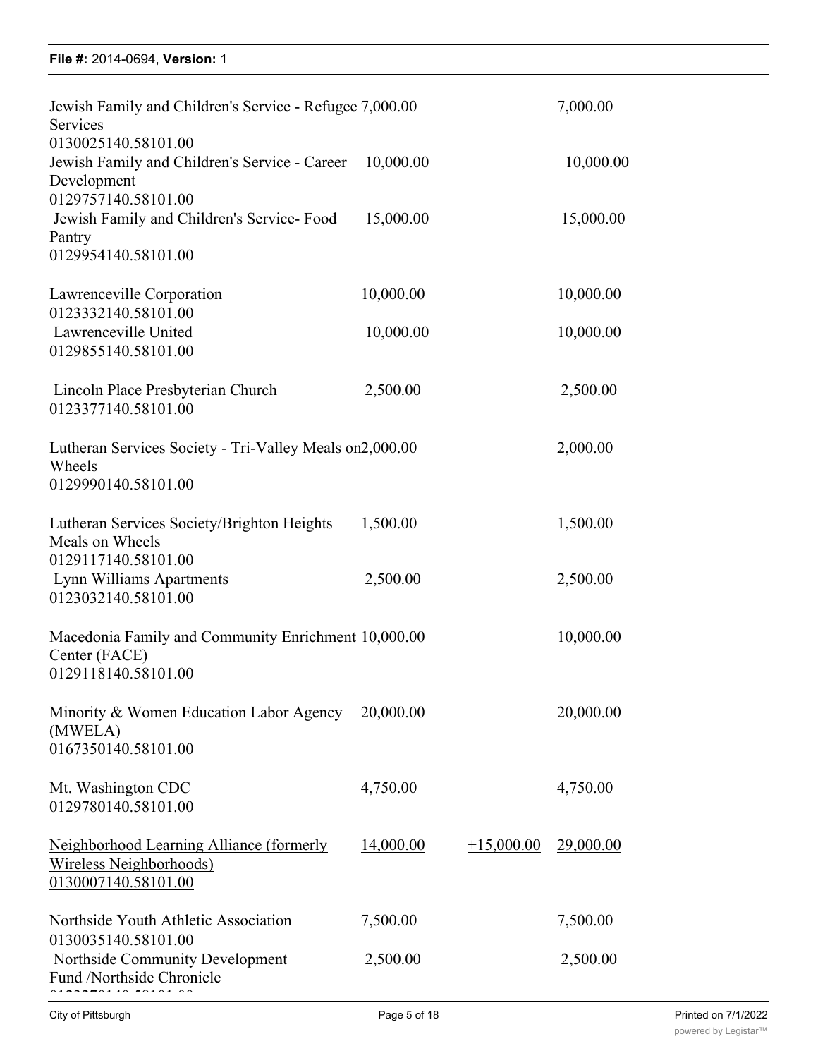| | | | |
|---|---|---|---|
| Jewish Family and Children's Service - Refugee Services<br>0130025140.58101.00 | 7,000.00 | | 7,000.00 |
| Jewish Family and Children's Service - Career Development<br>0129757140.58101.00 | 10,000.00 | | 10,000.00 |
| Jewish Family and Children's Service- Food Pantry<br>0129954140.58101.00 | 15,000.00 | | 15,000.00 |
| Lawrenceville Corporation<br>0123332140.58101.00 | 10,000.00 | | 10,000.00 |
| Lawrenceville United<br>0129855140.58101.00 | 10,000.00 | | 10,000.00 |
| Lincoln Place Presbyterian Church<br>0123377140.58101.00 | 2,500.00 | | 2,500.00 |
| Lutheran Services Society - Tri-Valley Meals on Wheels<br>0129990140.58101.00 | 2,000.00 | | 2,000.00 |
| Lutheran Services Society/Brighton Heights Meals on Wheels<br>0129117140.58101.00 | 1,500.00 | | 1,500.00 |
| Lynn Williams Apartments<br>0123032140.58101.00 | 2,500.00 | | 2,500.00 |
| Macedonia Family and Community Enrichment Center (FACE)<br>0129118140.58101.00 | 10,000.00 | | 10,000.00 |
| Minority & Women Education Labor Agency (MWELA)<br>0167350140.58101.00 | 20,000.00 | | 20,000.00 |
| Mt. Washington CDC<br>0129780140.58101.00 | 4,750.00 | | 4,750.00 |
| <u>Neighborhood Learning Alliance (formerly Wireless Neighborhoods)</u><br><u>0130007140.58101.00</u> | <u>14,000.00</u> | <u>+15,000.00</u> | <u>29,000.00</u> |
| Northside Youth Athletic Association<br>0130035140.58101.00 | 7,500.00 | | 7,500.00 |
| Northside Community Development Fund /Northside Chronicle | 2,500.00 | | 2,500.00 |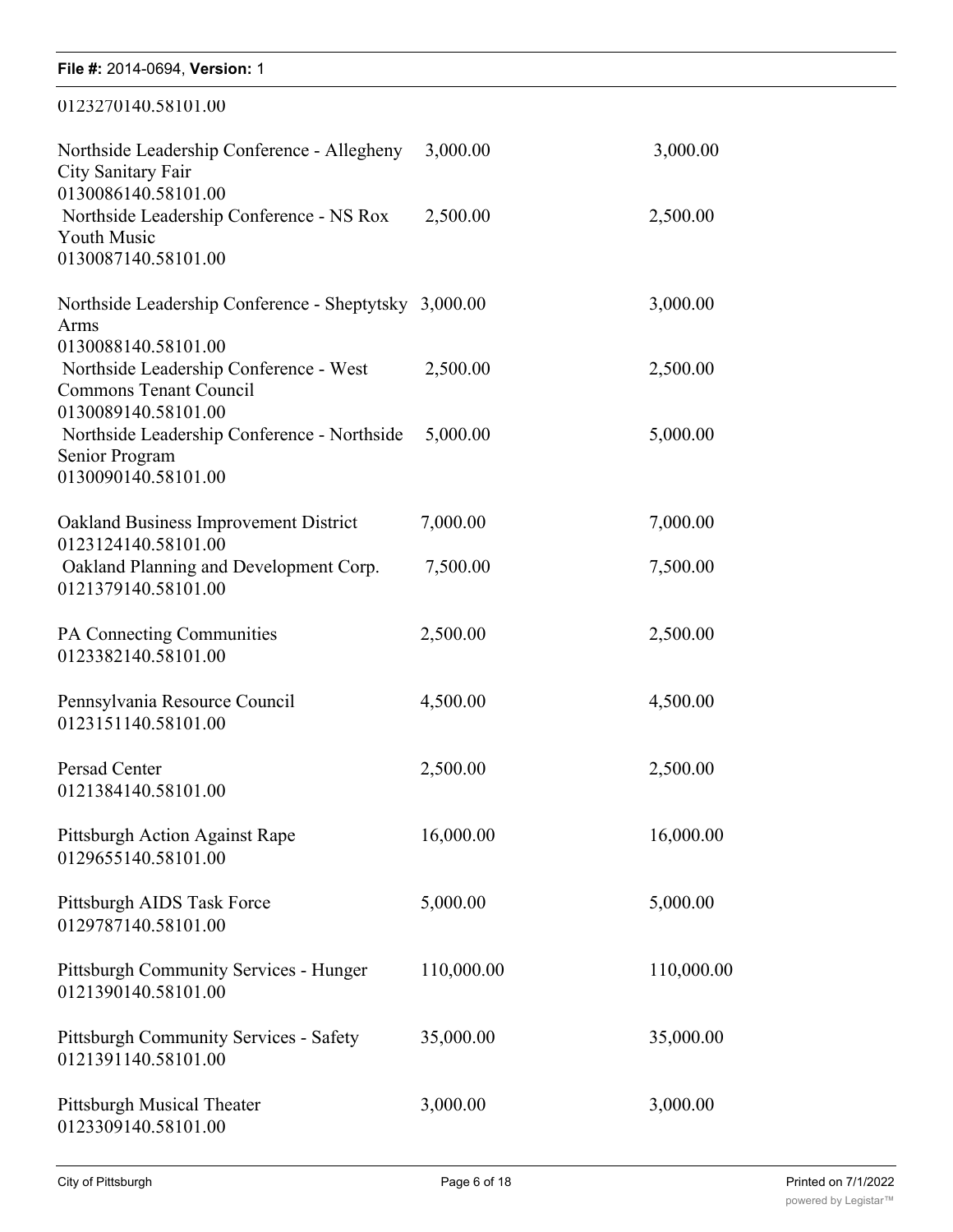0123270140.58101.00

| | | |
|---|---|---|
| Northside Leadership Conference - Allegheny City Sanitary Fair 0130086140.58101.00 | 3,000.00 | 3,000.00 |
| Northside Leadership Conference - NS Rox Youth Music 0130087140.58101.00 | 2,500.00 | 2,500.00 |
| Northside Leadership Conference - Sheptytsky Arms 0130088140.58101.00 | 3,000.00 | 3,000.00 |
| Northside Leadership Conference - West Commons Tenant Council 0130089140.58101.00 | 2,500.00 | 2,500.00 |
| Northside Leadership Conference - Northside Senior Program 0130090140.58101.00 | 5,000.00 | 5,000.00 |
| Oakland Business Improvement District 0123124140.58101.00 | 7,000.00 | 7,000.00 |
| Oakland Planning and Development Corp. 0121379140.58101.00 | 7,500.00 | 7,500.00 |
| PA Connecting Communities 0123382140.58101.00 | 2,500.00 | 2,500.00 |
| Pennsylvania Resource Council 0123151140.58101.00 | 4,500.00 | 4,500.00 |
| Persad Center 0121384140.58101.00 | 2,500.00 | 2,500.00 |
| Pittsburgh Action Against Rape 0129655140.58101.00 | 16,000.00 | 16,000.00 |
| Pittsburgh AIDS Task Force 0129787140.58101.00 | 5,000.00 | 5,000.00 |
| Pittsburgh Community Services - Hunger 0121390140.58101.00 | 110,000.00 | 110,000.00 |
| Pittsburgh Community Services - Safety 0121391140.58101.00 | 35,000.00 | 35,000.00 |
| Pittsburgh Musical Theater 0123309140.58101.00 | 3,000.00 | 3,000.00 |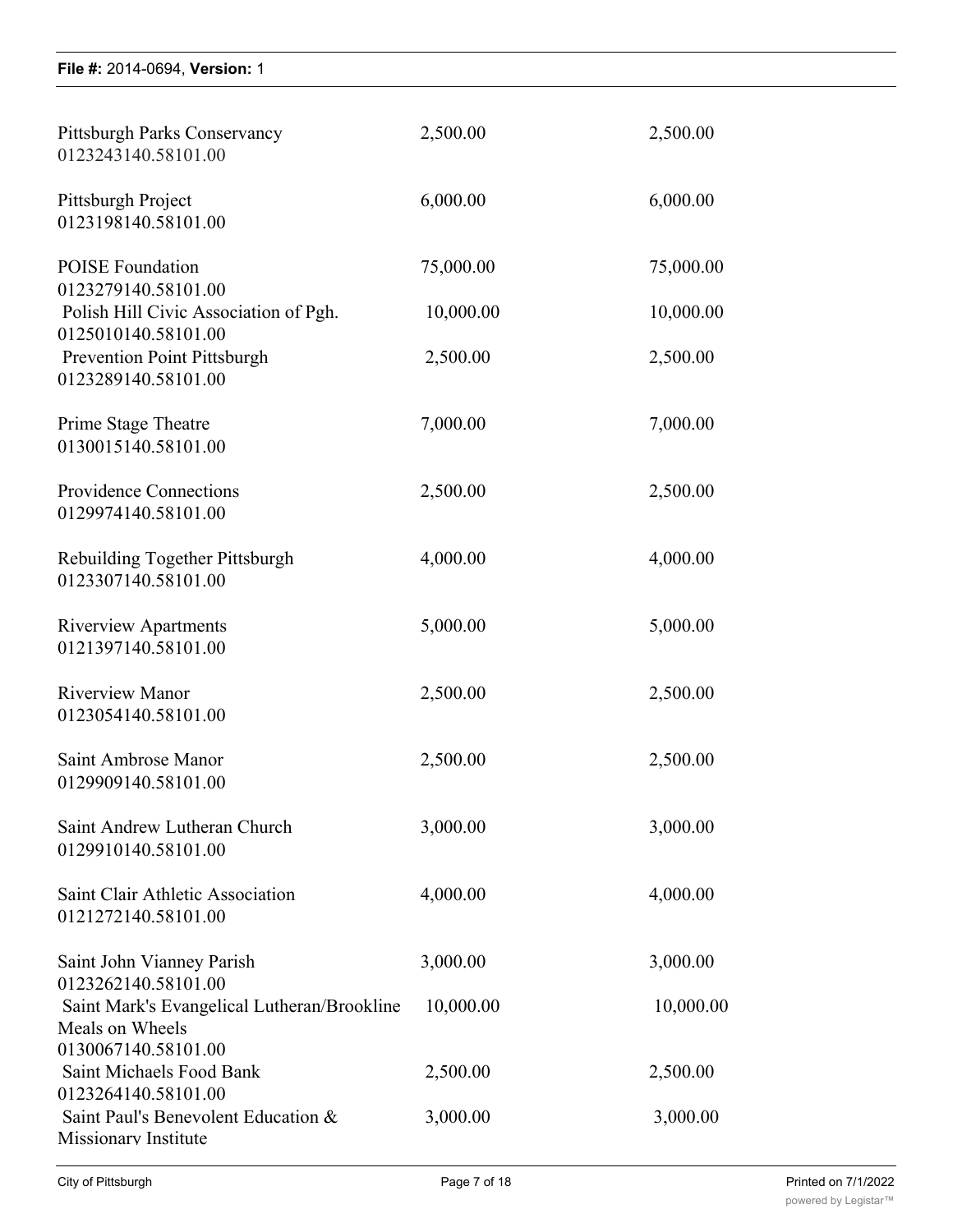| | | |
|---|---|---|
| Pittsburgh Parks Conservancy<br>0123243140.58101.00 | 2,500.00 | 2,500.00 |
| Pittsburgh Project<br>0123198140.58101.00 | 6,000.00 | 6,000.00 |
| POISE Foundation<br>0123279140.58101.00 | 75,000.00 | 75,000.00 |
| Polish Hill Civic Association of Pgh.<br>0125010140.58101.00 | 10,000.00 | 10,000.00 |
| Prevention Point Pittsburgh<br>0123289140.58101.00 | 2,500.00 | 2,500.00 |
| Prime Stage Theatre<br>0130015140.58101.00 | 7,000.00 | 7,000.00 |
| Providence Connections<br>0129974140.58101.00 | 2,500.00 | 2,500.00 |
| Rebuilding Together Pittsburgh<br>0123307140.58101.00 | 4,000.00 | 4,000.00 |
| Riverview Apartments<br>0121397140.58101.00 | 5,000.00 | 5,000.00 |
| Riverview Manor<br>0123054140.58101.00 | 2,500.00 | 2,500.00 |
| Saint Ambrose Manor<br>0129909140.58101.00 | 2,500.00 | 2,500.00 |
| Saint Andrew Lutheran Church<br>0129910140.58101.00 | 3,000.00 | 3,000.00 |
| Saint Clair Athletic Association<br>0121272140.58101.00 | 4,000.00 | 4,000.00 |
| Saint John Vianney Parish<br>0123262140.58101.00 | 3,000.00 | 3,000.00 |
| Saint Mark's Evangelical Lutheran/Brookline Meals on Wheels<br>0130067140.58101.00 | 10,000.00 | 10,000.00 |
| Saint Michaels Food Bank<br>0123264140.58101.00 | 2,500.00 | 2,500.00 |
| Saint Paul's Benevolent Education & Missionary Institute | 3,000.00 | 3,000.00 |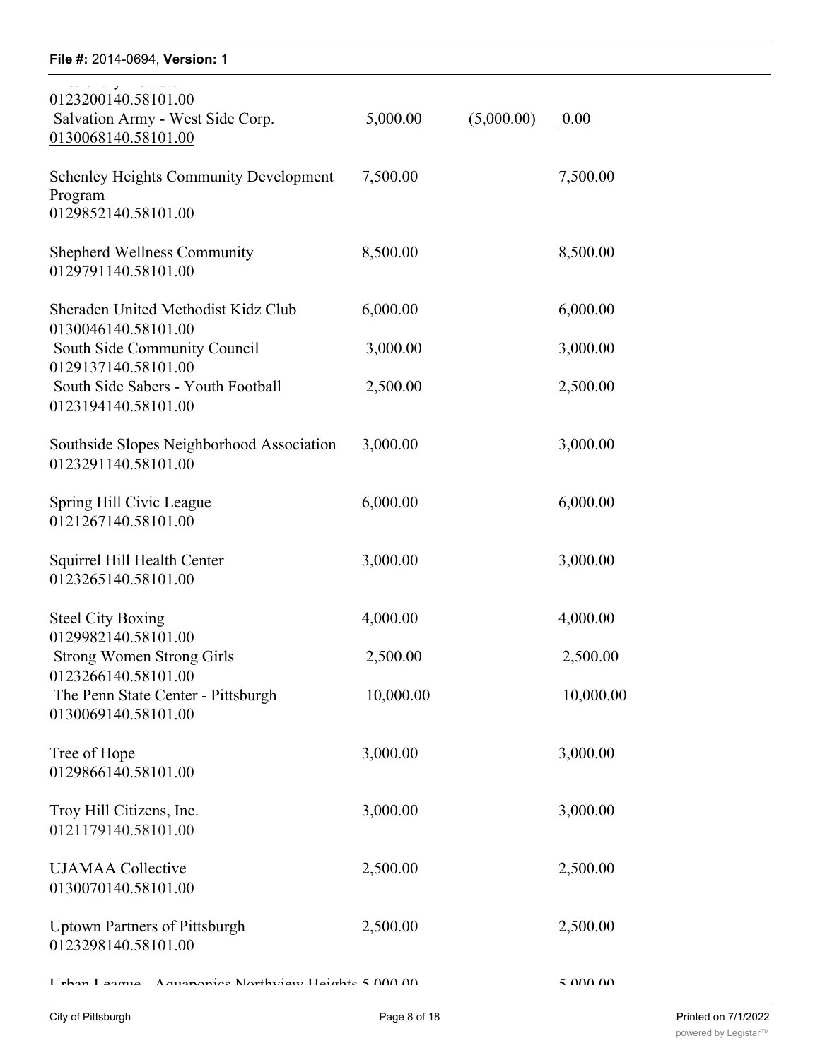0123200140.58101.00

| | | | |
|---|---|---|---|
| Salvation Army - West Side Corp.<br>0130068140.58101.00 | 5,000.00 | (5,000.00) | 0.00 |
| Schenley Heights Community Development Program<br>0129852140.58101.00 | 7,500.00 | | 7,500.00 |
| Shepherd Wellness Community<br>0129791140.58101.00 | 8,500.00 | | 8,500.00 |
| Sheraden United Methodist Kidz Club<br>0130046140.58101.00 | 6,000.00 | | 6,000.00 |
| South Side Community Council<br>0129137140.58101.00 | 3,000.00 | | 3,000.00 |
| South Side Sabers - Youth Football<br>0123194140.58101.00 | 2,500.00 | | 2,500.00 |
| Southside Slopes Neighborhood Association<br>0123291140.58101.00 | 3,000.00 | | 3,000.00 |
| Spring Hill Civic League<br>0121267140.58101.00 | 6,000.00 | | 6,000.00 |
| Squirrel Hill Health Center<br>0123265140.58101.00 | 3,000.00 | | 3,000.00 |
| Steel City Boxing<br>0129982140.58101.00 | 4,000.00 | | 4,000.00 |
| Strong Women Strong Girls<br>0123266140.58101.00 | 2,500.00 | | 2,500.00 |
| The Penn State Center - Pittsburgh<br>0130069140.58101.00 | 10,000.00 | | 10,000.00 |
| Tree of Hope<br>0129866140.58101.00 | 3,000.00 | | 3,000.00 |
| Troy Hill Citizens, Inc.<br>0121179140.58101.00 | 3,000.00 | | 3,000.00 |
| UJAMAA Collective<br>0130070140.58101.00 | 2,500.00 | | 2,500.00 |
| Uptown Partners of Pittsburgh<br>0123298140.58101.00 | 2,500.00 | | 2,500.00 |
| Urban League - Aquaponics Northview Heights | 5,000.00 | | 5,000.00 |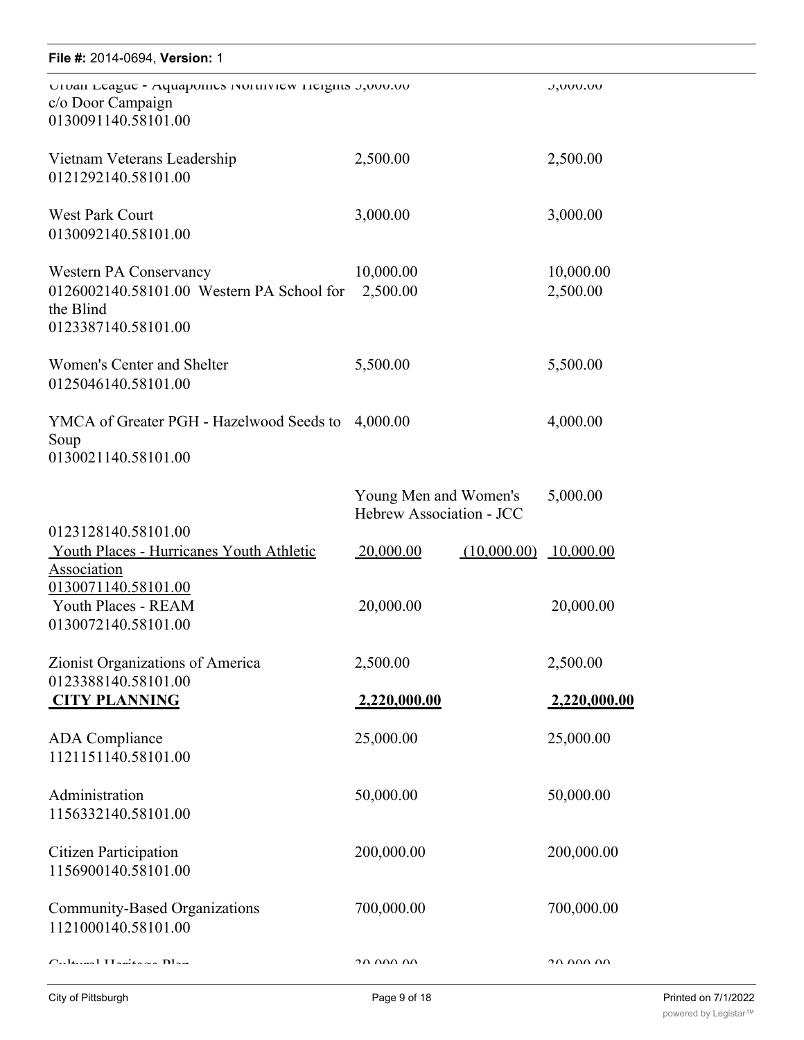| | | | |
|---|---|---|---|
| Urban League - Aquaponics Northview Heights c/o Door Campaign 0130091140.58101.00 | 5,000.00 | | 5,000.00 |
| Vietnam Veterans Leadership 0121292140.58101.00 | 2,500.00 | | 2,500.00 |
| West Park Court 0130092140.58101.00 | 3,000.00 | | 3,000.00 |
| Western PA Conservancy 0126002140.58101.00 | 10,000.00 | | 10,000.00 |
| Western PA School for the Blind 0123387140.58101.00 | 2,500.00 | | 2,500.00 |
| Women's Center and Shelter 0125046140.58101.00 | 5,500.00 | | 5,500.00 |
| YMCA of Greater PGH - Hazelwood Seeds to Soup 0130021140.58101.00 | 4,000.00 | | 4,000.00 |
| Young Men and Women's Hebrew Association - JCC 0123128140.58101.00 | | | 5,000.00 |
| Youth Places - Hurricanes Youth Athletic Association 0130071140.58101.00 | 20,000.00 | (10,000.00) | 10,000.00 |
| Youth Places - REAM 0130072140.58101.00 | 20,000.00 | | 20,000.00 |
| Zionist Organizations of America 0123388140.58101.00 | 2,500.00 | | 2,500.00 |
| **CITY PLANNING** | **2,220,000.00** | | **2,220,000.00** |
| ADA Compliance 1121151140.58101.00 | 25,000.00 | | 25,000.00 |
| Administration 1156332140.58101.00 | 50,000.00 | | 50,000.00 |
| Citizen Participation 1156900140.58101.00 | 200,000.00 | | 200,000.00 |
| Community-Based Organizations 1121000140.58101.00 | 700,000.00 | | 700,000.00 |
| Cultural Heritage Plan | 30,000.00 | | 30,000.00 |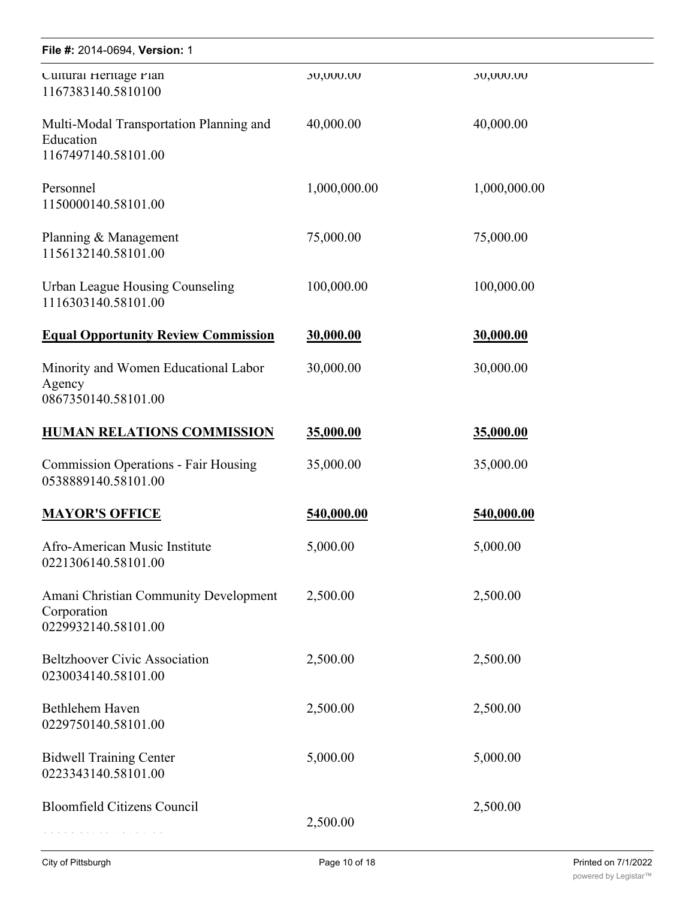| | | |
|---|---|---|
| Cultural Heritage Plan<br>1167383140.5810100 | 30,000.00 | 30,000.00 |
| Multi-Modal Transportation Planning and Education<br>1167497140.58101.00 | 40,000.00 | 40,000.00 |
| Personnel<br>1150000140.58101.00 | 1,000,000.00 | 1,000,000.00 |
| Planning & Management<br>1156132140.58101.00 | 75,000.00 | 75,000.00 |
| Urban League Housing Counseling<br>1116303140.58101.00 | 100,000.00 | 100,000.00 |
| **Equal Opportunity Review Commission** | **30,000.00** | **30,000.00** |
| Minority and Women Educational Labor Agency<br>0867350140.58101.00 | 30,000.00 | 30,000.00 |
| **HUMAN RELATIONS COMMISSION** | **35,000.00** | **35,000.00** |
| Commission Operations - Fair Housing<br>0538889140.58101.00 | 35,000.00 | 35,000.00 |
| **MAYOR'S OFFICE** | **540,000.00** | **540,000.00** |
| Afro-American Music Institute<br>0221306140.58101.00 | 5,000.00 | 5,000.00 |
| Amani Christian Community Development Corporation<br>0229932140.58101.00 | 2,500.00 | 2,500.00 |
| Beltzhoover Civic Association<br>0230034140.58101.00 | 2,500.00 | 2,500.00 |
| Bethlehem Haven<br>0229750140.58101.00 | 2,500.00 | 2,500.00 |
| Bidwell Training Center<br>0223343140.58101.00 | 5,000.00 | 5,000.00 |
| Bloomfield Citizens Council | 2,500.00 | 2,500.00 |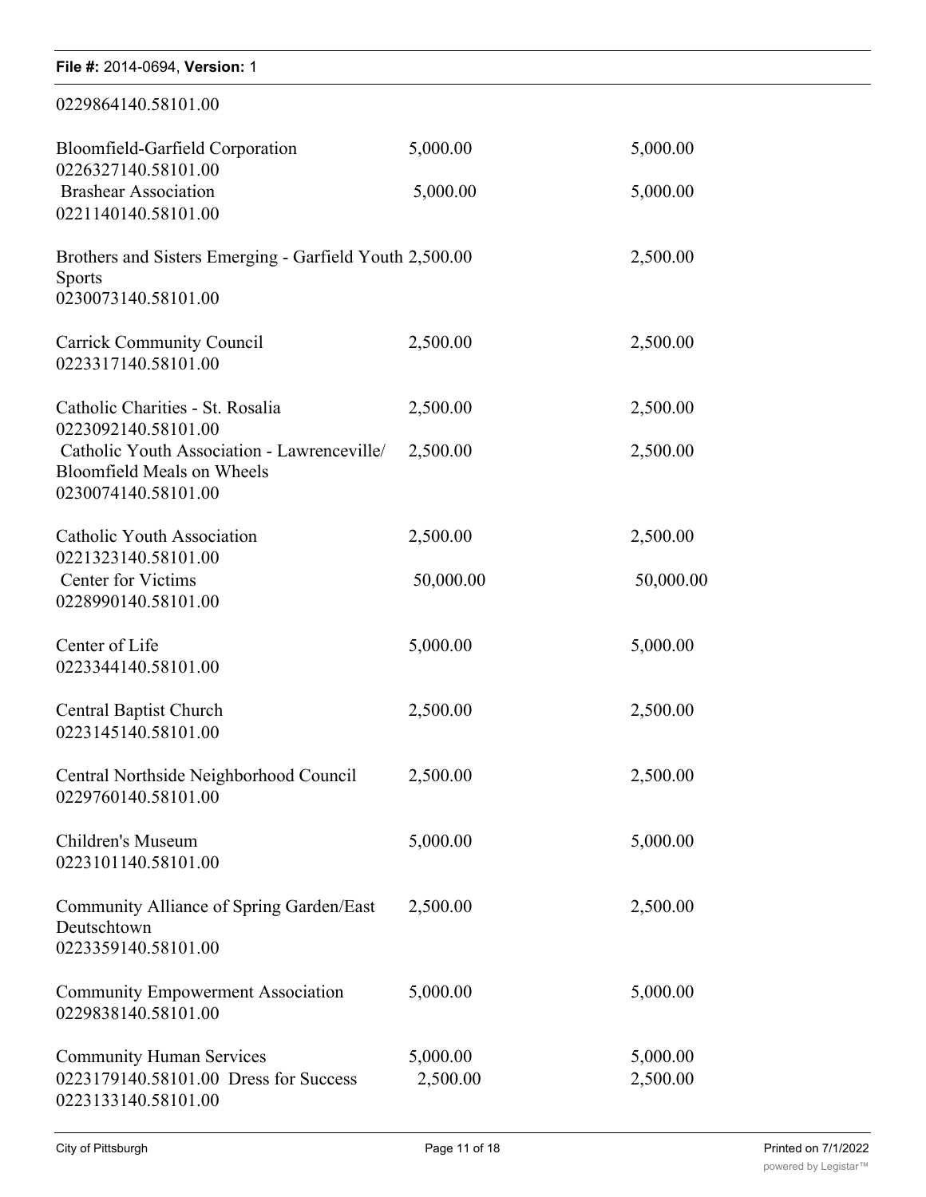0229864140.58101.00

| | | |
|---|---|---|
| Bloomfield-Garfield Corporation<br>0226327140.58101.00 | 5,000.00 | 5,000.00 |
| Brashear Association<br>0221140140.58101.00 | 5,000.00 | 5,000.00 |
| Brothers and Sisters Emerging - Garfield Youth Sports<br>0230073140.58101.00 | 2,500.00 | 2,500.00 |
| Carrick Community Council<br>0223317140.58101.00 | 2,500.00 | 2,500.00 |
| Catholic Charities - St. Rosalia<br>0223092140.58101.00 | 2,500.00 | 2,500.00 |
| Catholic Youth Association - Lawrenceville/ Bloomfield Meals on Wheels<br>0230074140.58101.00 | 2,500.00 | 2,500.00 |
| Catholic Youth Association<br>0221323140.58101.00 | 2,500.00 | 2,500.00 |
| Center for Victims<br>0228990140.58101.00 | 50,000.00 | 50,000.00 |
| Center of Life<br>0223344140.58101.00 | 5,000.00 | 5,000.00 |
| Central Baptist Church<br>0223145140.58101.00 | 2,500.00 | 2,500.00 |
| Central Northside Neighborhood Council<br>0229760140.58101.00 | 2,500.00 | 2,500.00 |
| Children's Museum<br>0223101140.58101.00 | 5,000.00 | 5,000.00 |
| Community Alliance of Spring Garden/East Deutschtown<br>0223359140.58101.00 | 2,500.00 | 2,500.00 |
| Community Empowerment Association<br>0229838140.58101.00 | 5,000.00 | 5,000.00 |
| Community Human Services<br>0223179140.58101.00 | 5,000.00 | 5,000.00 |
| Dress for Success<br>0223133140.58101.00 | 2,500.00 | 2,500.00 |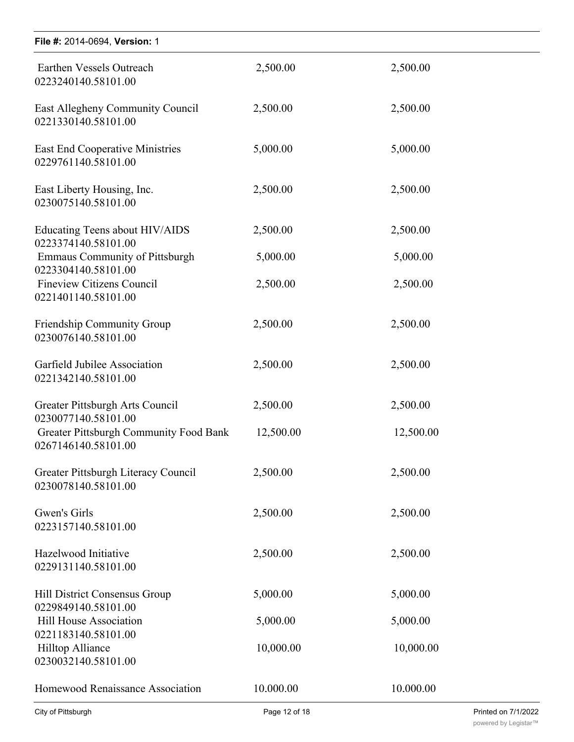| | | |
|---|---|---|
| Earthen Vessels Outreach<br>0223240140.58101.00 | 2,500.00 | 2,500.00 |
| East Allegheny Community Council<br>0221330140.58101.00 | 2,500.00 | 2,500.00 |
| East End Cooperative Ministries<br>0229761140.58101.00 | 5,000.00 | 5,000.00 |
| East Liberty Housing, Inc.<br>0230075140.58101.00 | 2,500.00 | 2,500.00 |
| Educating Teens about HIV/AIDS<br>0223374140.58101.00 | 2,500.00 | 2,500.00 |
| Emmaus Community of Pittsburgh<br>0223304140.58101.00 | 5,000.00 | 5,000.00 |
| Fineview Citizens Council<br>0221401140.58101.00 | 2,500.00 | 2,500.00 |
| Friendship Community Group<br>0230076140.58101.00 | 2,500.00 | 2,500.00 |
| Garfield Jubilee Association<br>0221342140.58101.00 | 2,500.00 | 2,500.00 |
| Greater Pittsburgh Arts Council<br>0230077140.58101.00 | 2,500.00 | 2,500.00 |
| Greater Pittsburgh Community Food Bank<br>0267146140.58101.00 | 12,500.00 | 12,500.00 |
| Greater Pittsburgh Literacy Council<br>0230078140.58101.00 | 2,500.00 | 2,500.00 |
| Gwen's Girls<br>0223157140.58101.00 | 2,500.00 | 2,500.00 |
| Hazelwood Initiative<br>0229131140.58101.00 | 2,500.00 | 2,500.00 |
| Hill District Consensus Group<br>0229849140.58101.00 | 5,000.00 | 5,000.00 |
| Hill House Association<br>0221183140.58101.00 | 5,000.00 | 5,000.00 |
| Hilltop Alliance<br>0230032140.58101.00 | 10,000.00 | 10,000.00 |
| Homewood Renaissance Association | 10.000.00 | 10.000.00 |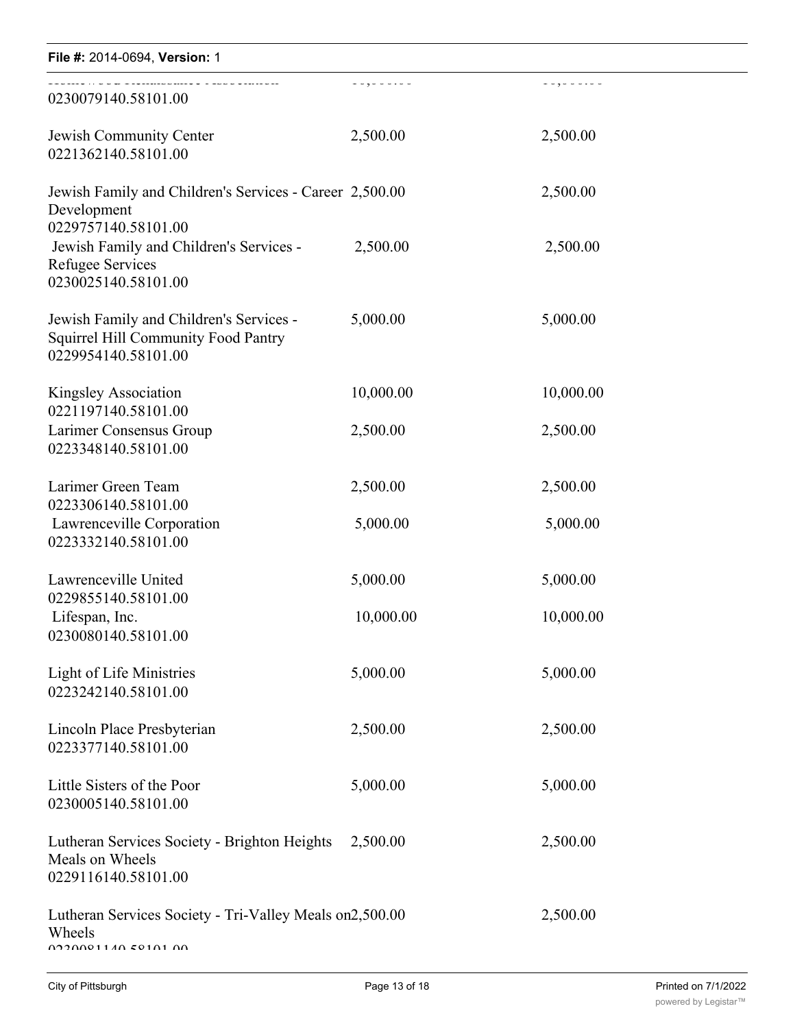| | | |
|---|---|---|
| Homewood Renaissance Association 0230079140.58101.00 | 10,000.00 | 10,000.00 |
| Jewish Community Center 0221362140.58101.00 | 2,500.00 | 2,500.00 |
| Jewish Family and Children's Services - Career Development 0229757140.58101.00 | 2,500.00 | 2,500.00 |
| Jewish Family and Children's Services - Refugee Services 0230025140.58101.00 | 2,500.00 | 2,500.00 |
| Jewish Family and Children's Services - Squirrel Hill Community Food Pantry 0229954140.58101.00 | 5,000.00 | 5,000.00 |
| Kingsley Association 0221197140.58101.00 | 10,000.00 | 10,000.00 |
| Larimer Consensus Group 0223348140.58101.00 | 2,500.00 | 2,500.00 |
| Larimer Green Team 0223306140.58101.00 | 2,500.00 | 2,500.00 |
| Lawrenceville Corporation 0223332140.58101.00 | 5,000.00 | 5,000.00 |
| Lawrenceville United 0229855140.58101.00 | 5,000.00 | 5,000.00 |
| Lifespan, Inc. 0230080140.58101.00 | 10,000.00 | 10,000.00 |
| Light of Life Ministries 0223242140.58101.00 | 5,000.00 | 5,000.00 |
| Lincoln Place Presbyterian 0223377140.58101.00 | 2,500.00 | 2,500.00 |
| Little Sisters of the Poor 0230005140.58101.00 | 5,000.00 | 5,000.00 |
| Lutheran Services Society - Brighton Heights Meals on Wheels 0229116140.58101.00 | 2,500.00 | 2,500.00 |
| Lutheran Services Society - Tri-Valley Meals on Wheels 0230081140.58101.00 | 2,500.00 | 2,500.00 |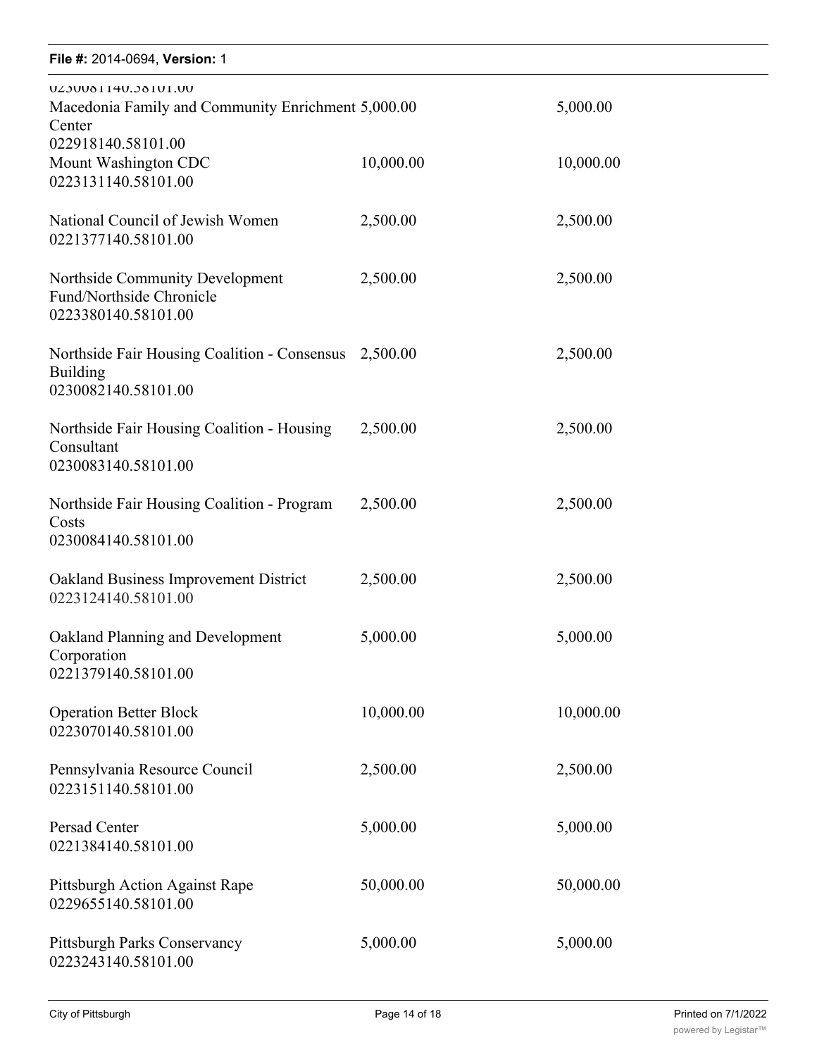| | | |
|---|---|---|
| 0230081140.58101.00 | | |
| Macedonia Family and Community Enrichment Center<br>022918140.58101.00 | 5,000.00 | 5,000.00 |
| Mount Washington CDC<br>0223131140.58101.00 | 10,000.00 | 10,000.00 |
| National Council of Jewish Women<br>0221377140.58101.00 | 2,500.00 | 2,500.00 |
| Northside Community Development Fund/Northside Chronicle<br>0223380140.58101.00 | 2,500.00 | 2,500.00 |
| Northside Fair Housing Coalition - Consensus Building<br>0230082140.58101.00 | 2,500.00 | 2,500.00 |
| Northside Fair Housing Coalition - Housing Consultant<br>0230083140.58101.00 | 2,500.00 | 2,500.00 |
| Northside Fair Housing Coalition - Program Costs<br>0230084140.58101.00 | 2,500.00 | 2,500.00 |
| Oakland Business Improvement District<br>0223124140.58101.00 | 2,500.00 | 2,500.00 |
| Oakland Planning and Development Corporation<br>0221379140.58101.00 | 5,000.00 | 5,000.00 |
| Operation Better Block<br>0223070140.58101.00 | 10,000.00 | 10,000.00 |
| Pennsylvania Resource Council<br>0223151140.58101.00 | 2,500.00 | 2,500.00 |
| Persad Center<br>0221384140.58101.00 | 5,000.00 | 5,000.00 |
| Pittsburgh Action Against Rape<br>0229655140.58101.00 | 50,000.00 | 50,000.00 |
| Pittsburgh Parks Conservancy<br>0223243140.58101.00 | 5,000.00 | 5,000.00 |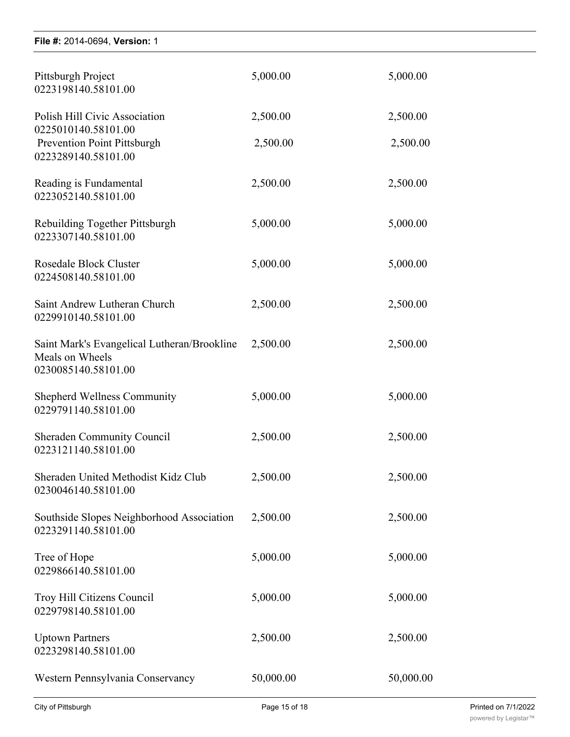| | | |
|---|---|---|
| Pittsburgh Project<br>0223198140.58101.00 | 5,000.00 | 5,000.00 |
| Polish Hill Civic Association<br>0225010140.58101.00 | 2,500.00 | 2,500.00 |
| Prevention Point Pittsburgh<br>0223289140.58101.00 | 2,500.00 | 2,500.00 |
| Reading is Fundamental<br>0223052140.58101.00 | 2,500.00 | 2,500.00 |
| Rebuilding Together Pittsburgh<br>0223307140.58101.00 | 5,000.00 | 5,000.00 |
| Rosedale Block Cluster<br>0224508140.58101.00 | 5,000.00 | 5,000.00 |
| Saint Andrew Lutheran Church<br>0229910140.58101.00 | 2,500.00 | 2,500.00 |
| Saint Mark's Evangelical Lutheran/Brookline Meals on Wheels<br>0230085140.58101.00 | 2,500.00 | 2,500.00 |
| Shepherd Wellness Community<br>0229791140.58101.00 | 5,000.00 | 5,000.00 |
| Sheraden Community Council<br>0223121140.58101.00 | 2,500.00 | 2,500.00 |
| Sheraden United Methodist Kidz Club<br>0230046140.58101.00 | 2,500.00 | 2,500.00 |
| Southside Slopes Neighborhood Association<br>0223291140.58101.00 | 2,500.00 | 2,500.00 |
| Tree of Hope<br>0229866140.58101.00 | 5,000.00 | 5,000.00 |
| Troy Hill Citizens Council<br>0229798140.58101.00 | 5,000.00 | 5,000.00 |
| Uptown Partners<br>0223298140.58101.00 | 2,500.00 | 2,500.00 |
| Western Pennsylvania Conservancy | 50,000.00 | 50,000.00 |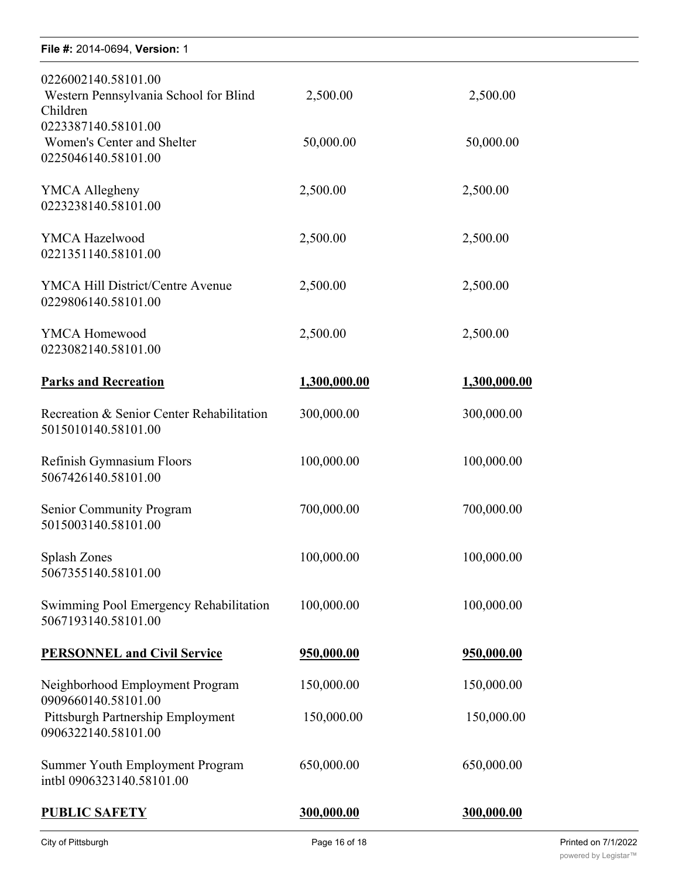| | | |
|---|---|---|
| 0226002140.58101.00<br>Western Pennsylvania School for Blind Children | 2,500.00 | 2,500.00 |
| 0223387140.58101.00<br>Women's Center and Shelter | 50,000.00 | 50,000.00 |
| 0225046140.58101.00<br>YMCA Allegheny | 2,500.00 | 2,500.00 |
| 0223238140.58101.00<br>YMCA Hazelwood | 2,500.00 | 2,500.00 |
| 0221351140.58101.00<br>YMCA Hill District/Centre Avenue | 2,500.00 | 2,500.00 |
| 0229806140.58101.00<br>YMCA Homewood | 2,500.00 | 2,500.00 |
| 0223082140.58101.00 | | |
| **Parks and Recreation** | **1,300,000.00** | **1,300,000.00** |
| Recreation & Senior Center Rehabilitation<br>5015010140.58101.00 | 300,000.00 | 300,000.00 |
| Refinish Gymnasium Floors<br>5067426140.58101.00 | 100,000.00 | 100,000.00 |
| Senior Community Program<br>5015003140.58101.00 | 700,000.00 | 700,000.00 |
| Splash Zones<br>5067355140.58101.00 | 100,000.00 | 100,000.00 |
| Swimming Pool Emergency Rehabilitation<br>5067193140.58101.00 | 100,000.00 | 100,000.00 |
| **PERSONNEL and Civil Service** | **950,000.00** | **950,000.00** |
| Neighborhood Employment Program<br>0909660140.58101.00 | 150,000.00 | 150,000.00 |
| Pittsburgh Partnership Employment<br>0906322140.58101.00 | 150,000.00 | 150,000.00 |
| Summer Youth Employment Program<br>intbl 0906323140.58101.00 | 650,000.00 | 650,000.00 |
| **PUBLIC SAFETY** | **300,000.00** | **300,000.00** |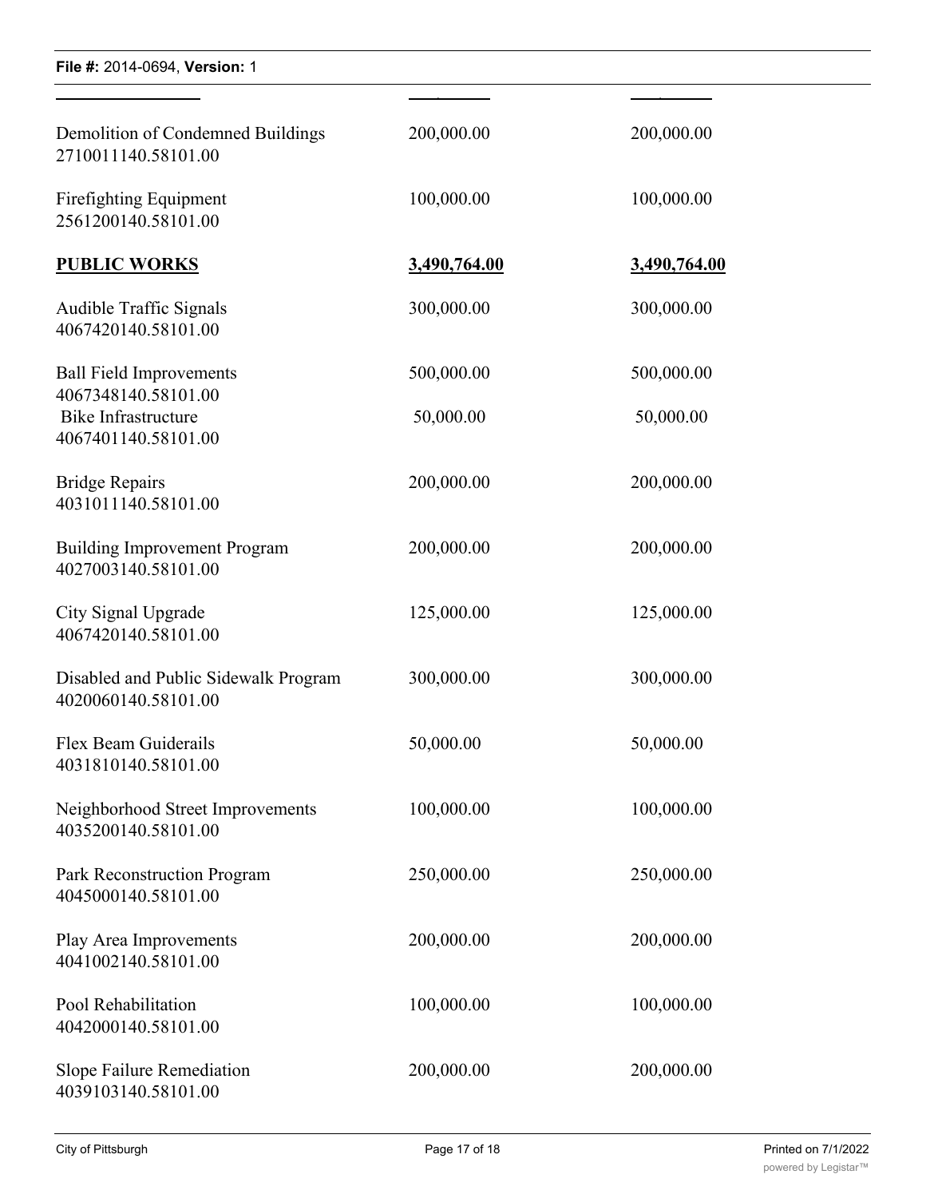| | | |
|---|---|---|
| Demolition of Condemned Buildings<br>2710011140.58101.00 | 200,000.00 | 200,000.00 |
| Firefighting Equipment<br>2561200140.58101.00 | 100,000.00 | 100,000.00 |
| **PUBLIC WORKS** | **3,490,764.00** | **3,490,764.00** |
| Audible Traffic Signals<br>4067420140.58101.00 | 300,000.00 | 300,000.00 |
| Ball Field Improvements<br>4067348140.58101.00 | 500,000.00 | 500,000.00 |
| Bike Infrastructure<br>4067401140.58101.00 | 50,000.00 | 50,000.00 |
| Bridge Repairs<br>4031011140.58101.00 | 200,000.00 | 200,000.00 |
| Building Improvement Program<br>4027003140.58101.00 | 200,000.00 | 200,000.00 |
| City Signal Upgrade<br>4067420140.58101.00 | 125,000.00 | 125,000.00 |
| Disabled and Public Sidewalk Program<br>4020060140.58101.00 | 300,000.00 | 300,000.00 |
| Flex Beam Guiderails<br>4031810140.58101.00 | 50,000.00 | 50,000.00 |
| Neighborhood Street Improvements<br>4035200140.58101.00 | 100,000.00 | 100,000.00 |
| Park Reconstruction Program<br>4045000140.58101.00 | 250,000.00 | 250,000.00 |
| Play Area Improvements<br>4041002140.58101.00 | 200,000.00 | 200,000.00 |
| Pool Rehabilitation<br>4042000140.58101.00 | 100,000.00 | 100,000.00 |
| Slope Failure Remediation<br>4039103140.58101.00 | 200,000.00 | 200,000.00 |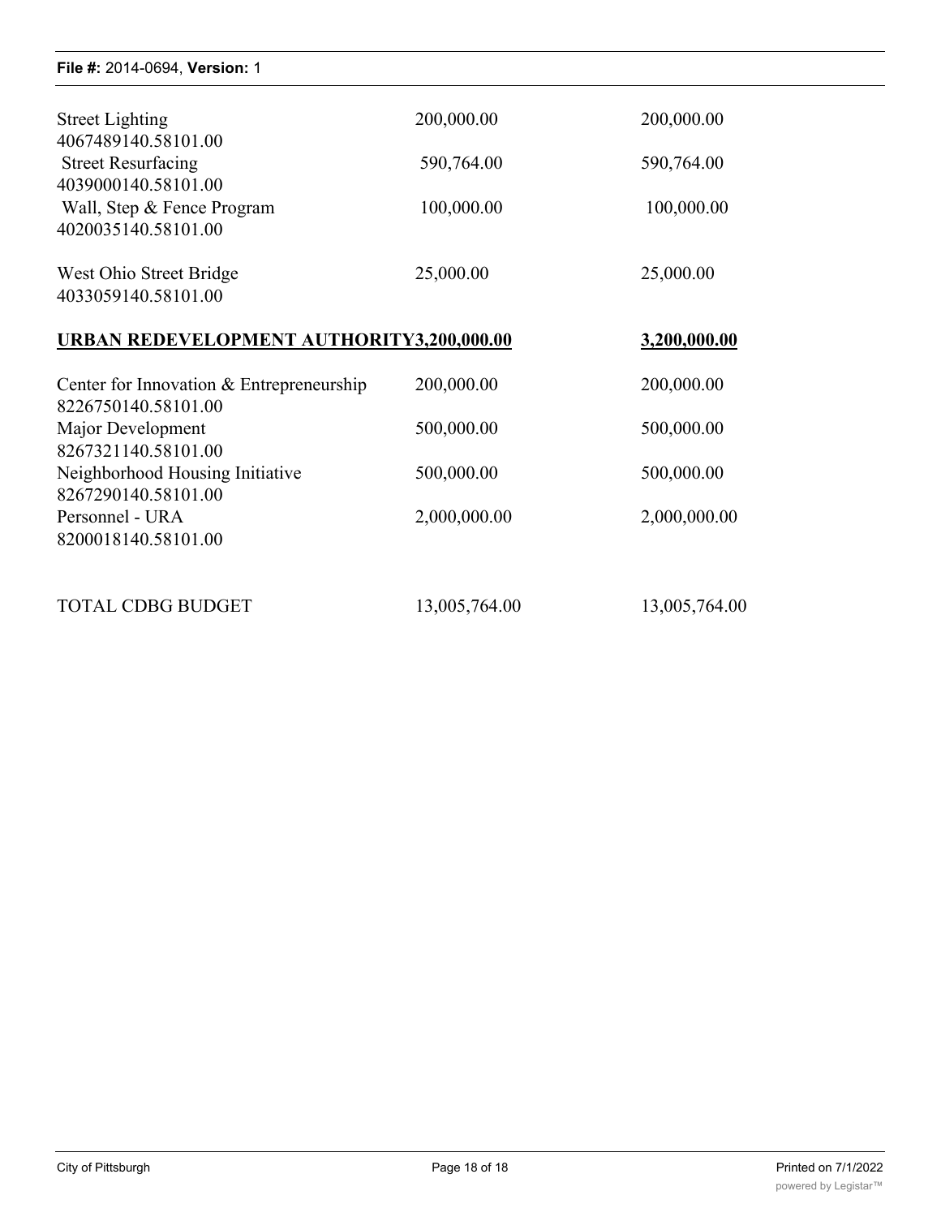| | | |
|---|---|---|
| Street Lighting<br>4067489140.58101.00 | 200,000.00 | 200,000.00 |
| Street Resurfacing<br>4039000140.58101.00 | 590,764.00 | 590,764.00 |
| Wall, Step & Fence Program<br>4020035140.58101.00 | 100,000.00 | 100,000.00 |
| West Ohio Street Bridge<br>4033059140.58101.00 | 25,000.00 | 25,000.00 |
| **URBAN REDEVELOPMENT AUTHORITY** | **3,200,000.00** | **3,200,000.00** |
| Center for Innovation & Entrepreneurship<br>8226750140.58101.00 | 200,000.00 | 200,000.00 |
| Major Development<br>8267321140.58101.00 | 500,000.00 | 500,000.00 |
| Neighborhood Housing Initiative<br>8267290140.58101.00 | 500,000.00 | 500,000.00 |
| Personnel - URA<br>8200018140.58101.00 | 2,000,000.00 | 2,000,000.00 |
| TOTAL CDBG BUDGET | 13,005,764.00 | 13,005,764.00 |